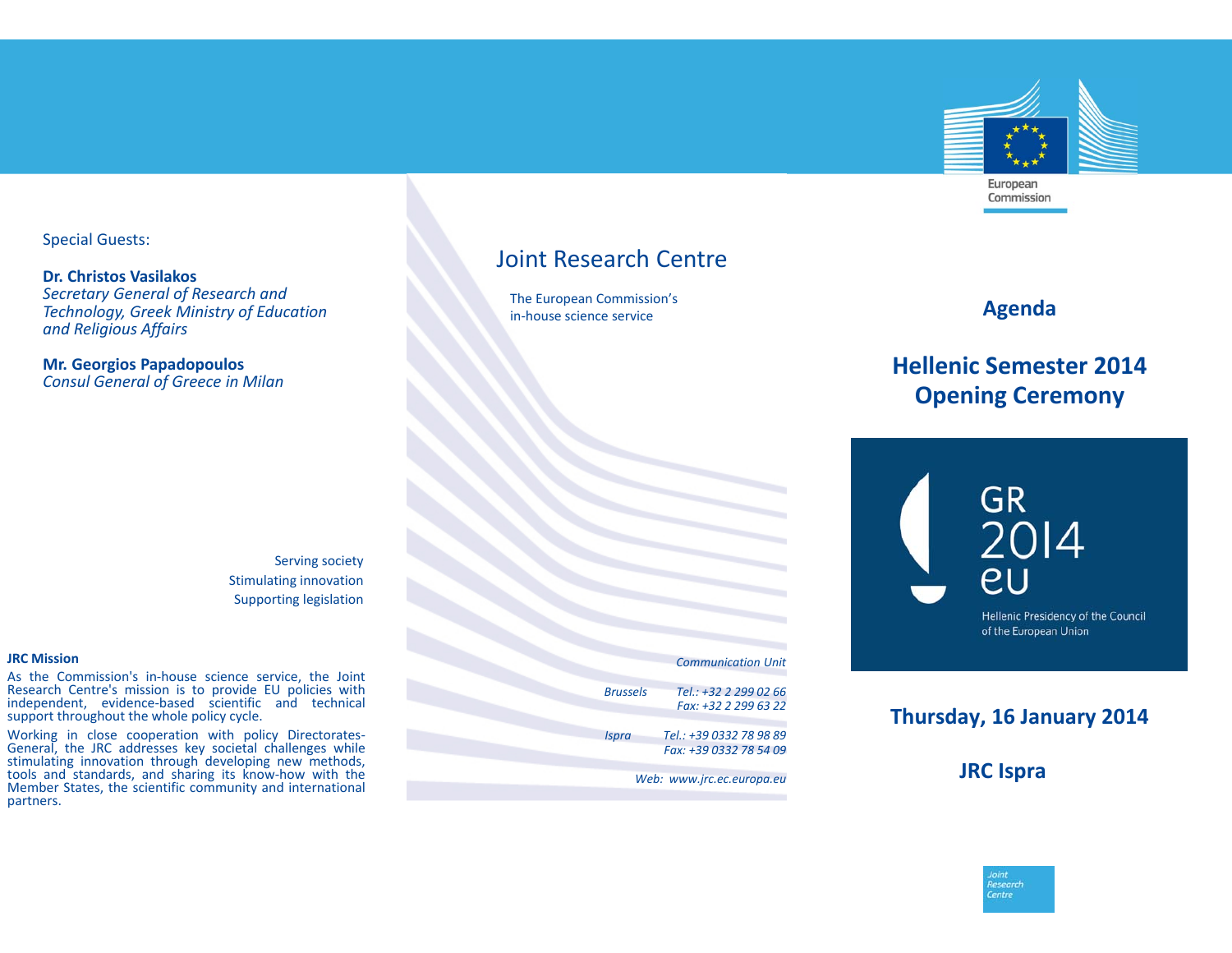Special Guests:

**Dr. Christos Vasilakos**
*Secretary General of Research and Technology, Greek Ministry of Education and Religious Affairs*

**Mr. Georgios Papadopoulos**
*Consul General of Greece in Milan*

Serving society
Stimulating innovation
Supporting legislation

**JRC Mission**

As the Commission's in-house science service, the Joint Research Centre's mission is to provide EU policies with independent, evidence-based scientific and technical support throughout the whole policy cycle.

Working in close cooperation with policy Directorates-General, the JRC addresses key societal challenges while stimulating innovation through developing new methods, tools and standards, and sharing its know-how with the Member States, the scientific community and international partners.

# Joint Research Centre

The European Commission's in-house science service

*Communication Unit*

*Brussels* *Tel.: +32 2 299 02 66*
*Fax: +32 2 299 63 22*

*Ispra* *Tel.: +39 0332 78 98 89*
*Fax: +39 0332 78 54 09*

*Web: www.jrc.ec.europa.eu*

European Commission

## Agenda

## Hellenic Semester 2014 Opening Ceremony

GR 2014 eu

Hellenic Presidency of the Council of the European Union

### Thursday, 16 January 2014

### JRC Ispra

Joint Research Centre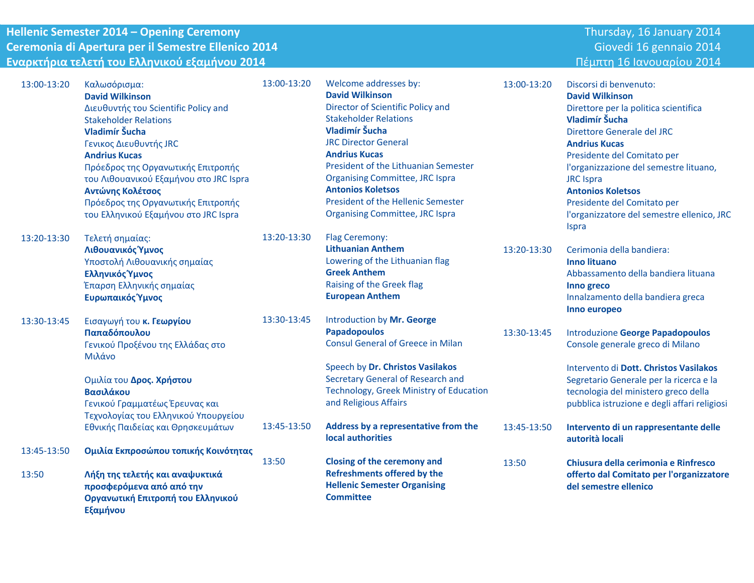**Hellenic Semester 2014 – Opening Ceremony**
**Ceremonia di Apertura per il Semestre Ellenico 2014**
**Εναρκτήρια τελετή του Ελληνικού εξαμήνου 2014**

Thursday, 16 January 2014
Giovedi 16 gennaio 2014
Πέμπτη 16 Ιανουαρίου 2014

| | |
|---|---|
| 13:00-13:20 | Καλωσόρισμα:<br>**David Wilkinson**<br>Διευθυντής του Scientific Policy and Stakeholder Relations<br>**Vladimír Šucha**<br>Γενικος Διευθυντής JRC<br>**Andrius Kucas**<br>Πρόεδρος της Οργανωτικής Επιτροπής του Λιθουανικού Εξαμήνου στο JRC Ispra<br>**Αντώνης Κολέτσος**<br>Πρόεδρος της Οργανωτικής Επιτροπής του Ελληνικού Εξαμήνου στο JRC Ispra |
| 13:20-13:30 | Τελετή σημαίας:<br>**Λιθουανικός Ύμνος**<br>Υποστολή Λιθουανικής σημαίας<br>**Ελληνικός Ύμνος**<br>Έπαρση Ελληνικής σημαίας<br>**Ευρωπαικός Ύμνος** |
| 13:30-13:45 | Εισαγωγή του **κ. Γεωργίου Παπαδόπουλου**<br>Γενικού Προξένου της Ελλάδας στο Μιλάνο<br><br>Ομιλία του **Δρος. Χρήστου Βασιλάκου**<br>Γενικού Γραμματέως Έρευνας και Τεχνολογίας του Ελληνικού Υπουργείου Εθνικής Παιδείας και Θρησκευμάτων |
| 13:45-13:50 | **Ομιλία Εκπροσώπου τοπικής Κοινότητας** |
| 13:50 | **Λήξη της τελετής και αναψυκτικά προσφερόμενα από από την Οργανωτική Επιτροπή του Ελληνικού Εξαμήνου** |

| | |
|---|---|
| 13:00-13:20 | Welcome addresses by:<br>**David Wilkinson**<br>Director of Scientific Policy and Stakeholder Relations<br>**Vladimír Šucha**<br>JRC Director General<br>**Andrius Kucas**<br>President of the Lithuanian Semester Organising Committee, JRC Ispra<br>**Antonios Koletsos**<br>President of the Hellenic Semester Organising Committee, JRC Ispra |
| 13:20-13:30 | Flag Ceremony:<br>**Lithuanian Anthem**<br>Lowering of the Lithuanian flag<br>**Greek Anthem**<br>Raising of the Greek flag<br>**European Anthem** |
| 13:30-13:45 | Introduction by **Mr. George Papadopoulos**<br>Consul General of Greece in Milan<br><br>Speech by **Dr. Christos Vasilakos**<br>Secretary General of Research and Technology, Greek Ministry of Education and Religious Affairs |
| 13:45-13:50 | **Address by a representative from the local authorities** |
| 13:50 | **Closing of the ceremony and Refreshments offered by the Hellenic Semester Organising Committee** |

| | |
|---|---|
| 13:00-13:20 | Discorsi di benvenuto:<br>**David Wilkinson**<br>Direttore per la politica scientifica<br>**Vladimír Šucha**<br>Direttore Generale del JRC<br>**Andrius Kucas**<br>Presidente del Comitato per l'organizzazione del semestre lituano, JRC Ispra<br>**Antonios Koletsos**<br>Presidente del Comitato per l'organizzatore del semestre ellenico, JRC Ispra |
| 13:20-13:30 | Cerimonia della bandiera:<br>**Inno lituano**<br>Abbassamento della bandiera lituana<br>**Inno greco**<br>Innalzamento della bandiera greca<br>**Inno europeo** |
| 13:30-13:45 | Introduzione **George Papadopoulos**<br>Console generale greco di Milano<br><br>Intervento di **Dott. Christos Vasilakos**<br>Segretario Generale per la ricerca e la tecnologia del ministero greco della pubblica istruzione e degli affari religiosi |
| 13:45-13:50 | **Intervento di un rappresentante delle autorità locali** |
| 13:50 | **Chiusura della cerimonia e Rinfresco offerto dal Comitato per l'organizzatore del semestre ellenico** |